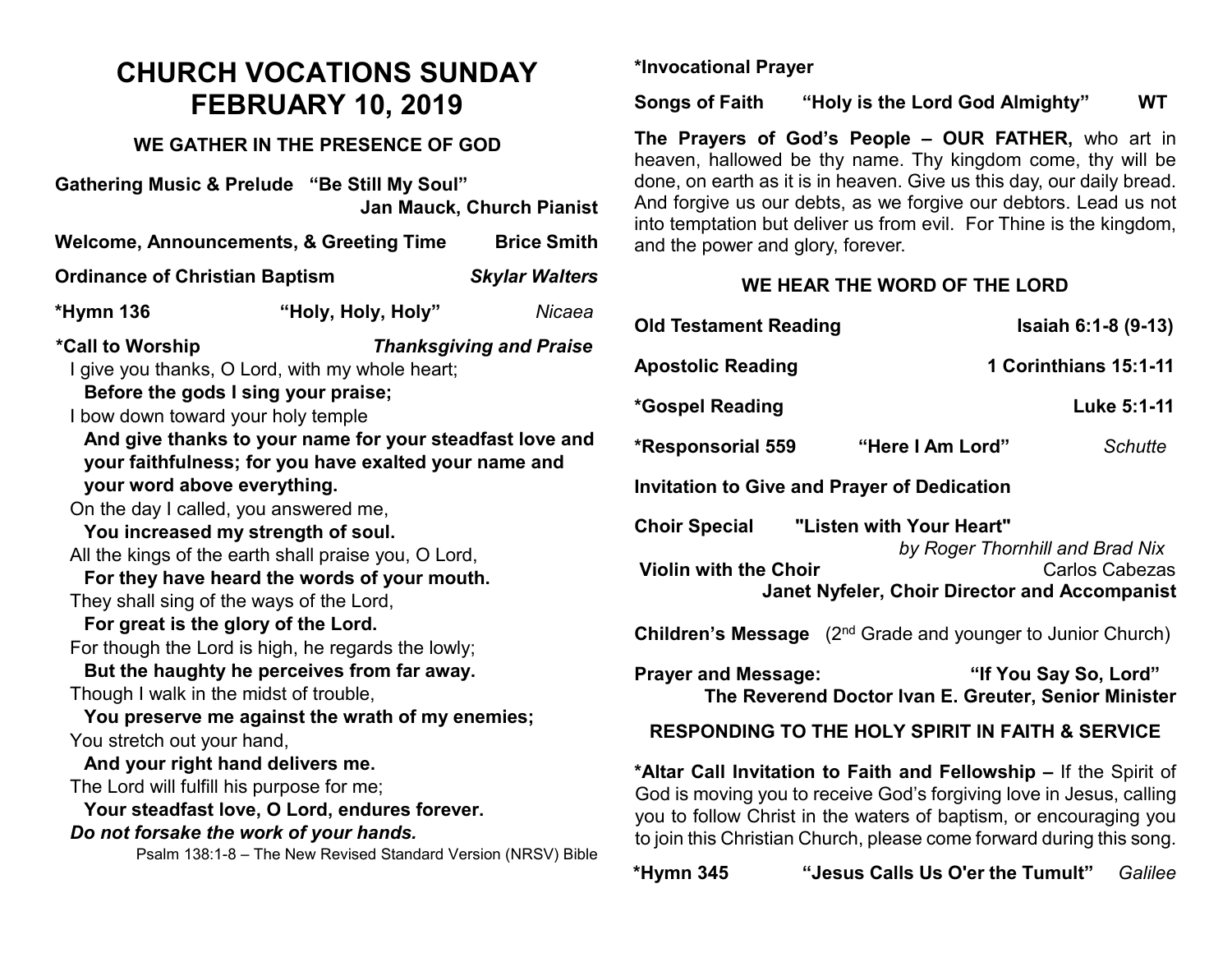# CHURCH VOCATIONS SUNDAY
# FEBRUARY 10, 2019

### WE GATHER IN THE PRESENCE OF GOD

**Gathering Music & Prelude "Be Still My Soul"**
**Jan Mauck, Church Pianist**

**Welcome, Announcements, & Greeting Time** **Brice Smith**

**Ordinance of Christian Baptism** ***Skylar Walters***

**\*Hymn 136** **"Holy, Holy, Holy"** *Nicaea*

**\*Call to Worship** ***Thanksgiving and Praise***

I give you thanks, O Lord, with my whole heart;
**Before the gods I sing your praise;**
I bow down toward your holy temple
**And give thanks to your name for your steadfast love and your faithfulness; for you have exalted your name and your word above everything.**
On the day I called, you answered me,
**You increased my strength of soul.**
All the kings of the earth shall praise you, O Lord,
**For they have heard the words of your mouth.**
They shall sing of the ways of the Lord,
**For great is the glory of the Lord.**
For though the Lord is high, he regards the lowly;
**But the haughty he perceives from far away.**
Though I walk in the midst of trouble,
**You preserve me against the wrath of my enemies;**
You stretch out your hand,
**And your right hand delivers me.**
The Lord will fulfill his purpose for me;
**Your steadfast love, O Lord, endures forever.**
***Do not forsake the work of your hands.***

Psalm 138:1-8 – The New Revised Standard Version (NRSV) Bible

**\*Invocational Prayer**

**Songs of Faith** **"Holy is the Lord God Almighty"** **WT**

**The Prayers of God's People – OUR FATHER,** who art in heaven, hallowed be thy name. Thy kingdom come, thy will be done, on earth as it is in heaven. Give us this day, our daily bread. And forgive us our debts, as we forgive our debtors. Lead us not into temptation but deliver us from evil. For Thine is the kingdom, and the power and glory, forever.

### WE HEAR THE WORD OF THE LORD

**Old Testament Reading** **Isaiah 6:1-8 (9-13)**

**Apostolic Reading** **1 Corinthians 15:1-11**

**\*Gospel Reading** **Luke 5:1-11**

**\*Responsorial 559** **"Here I Am Lord"** *Schutte*

**Invitation to Give and Prayer of Dedication**

**Choir Special** **"Listen with Your Heart"**
*by Roger Thornhill and Brad Nix*
**Violin with the Choir** Carlos Cabezas
**Janet Nyfeler, Choir Director and Accompanist**

**Children's Message** (2nd Grade and younger to Junior Church)

**Prayer and Message:** **"If You Say So, Lord"**
**The Reverend Doctor Ivan E. Greuter, Senior Minister**

### RESPONDING TO THE HOLY SPIRIT IN FAITH & SERVICE

**\*Altar Call Invitation to Faith and Fellowship –** If the Spirit of God is moving you to receive God's forgiving love in Jesus, calling you to follow Christ in the waters of baptism, or encouraging you to join this Christian Church, please come forward during this song.

**\*Hymn 345** **"Jesus Calls Us O'er the Tumult"** *Galilee*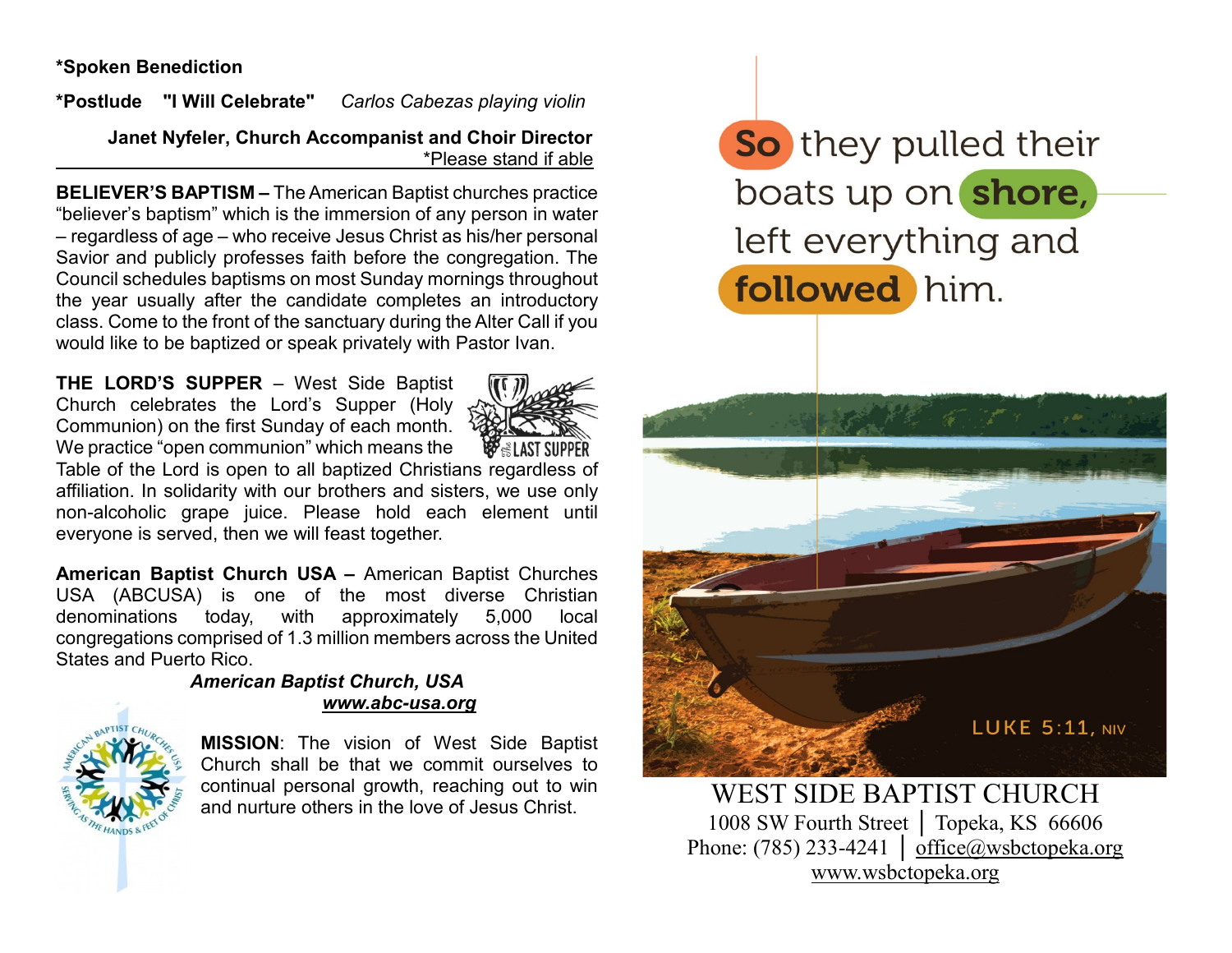**\*Spoken Benediction**

**\*Postlude "I Will Celebrate"** *Carlos Cabezas playing violin*

**Janet Nyfeler, Church Accompanist and Choir Director**

\*Please stand if able

---

**BELIEVER'S BAPTISM –** The American Baptist churches practice "believer's baptism" which is the immersion of any person in water – regardless of age – who receive Jesus Christ as his/her personal Savior and publicly professes faith before the congregation. The Council schedules baptisms on most Sunday mornings throughout the year usually after the candidate completes an introductory class. Come to the front of the sanctuary during the Alter Call if you would like to be baptized or speak privately with Pastor Ivan.

**THE LORD'S SUPPER** – West Side Baptist Church celebrates the Lord's Supper (Holy Communion) on the first Sunday of each month. We practice "open communion" which means the Table of the Lord is open to all baptized Christians regardless of affiliation. In solidarity with our brothers and sisters, we use only non-alcoholic grape juice. Please hold each element until everyone is served, then we will feast together.

**American Baptist Church USA –** American Baptist Churches USA (ABCUSA) is one of the most diverse Christian denominations today, with approximately 5,000 local congregations comprised of 1.3 million members across the United States and Puerto Rico.

***American Baptist Church, USA***

***www.abc-usa.org***

**MISSION**: The vision of West Side Baptist Church shall be that we commit ourselves to continual personal growth, reaching out to win and nurture others in the love of Jesus Christ.

So they pulled their boats up on shore, left everything and followed him.

LUKE 5:11, NIV

WEST SIDE BAPTIST CHURCH

1008 SW Fourth Street | Topeka, KS 66606

Phone: (785) 233-4241 | office@wsbctopeka.org

www.wsbctopeka.org